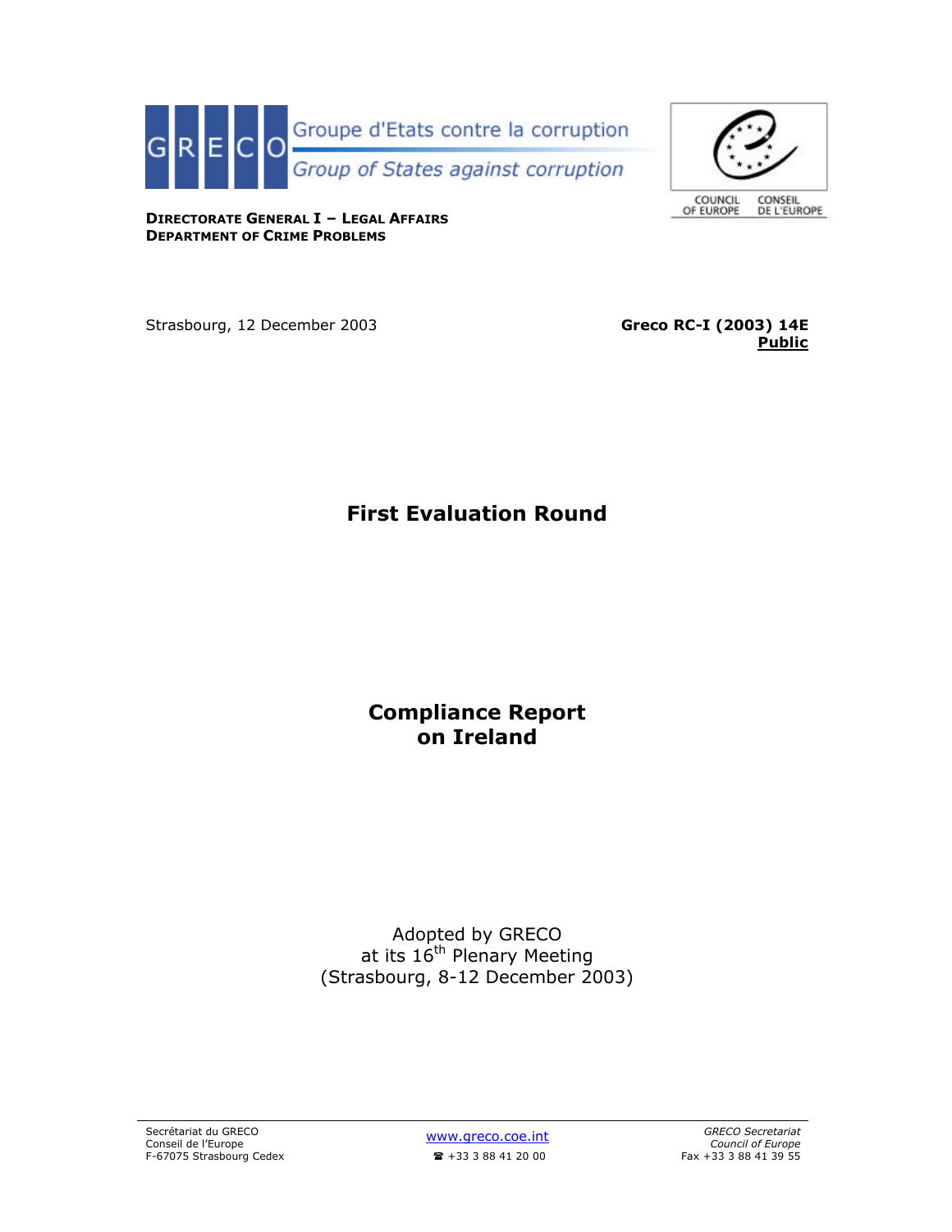GRECO Groupe d'Etats contre la corruption

*Group of States against corruption*

COUNCIL OF EUROPE CONSEIL DE L'EUROPE

**DIRECTORATE GENERAL I – LEGAL AFFAIRS**
**DEPARTMENT OF CRIME PROBLEMS**

Strasbourg, 12 December 2003

**Greco RC-I (2003) 14E**
**Public**

# First Evaluation Round

# Compliance Report on Ireland

Adopted by GRECO
at its 16th Plenary Meeting
(Strasbourg, 8-12 December 2003)

Secrétariat du GRECO
Conseil de l'Europe
F-67075 Strasbourg Cedex

www.greco.coe.int
☎ +33 3 88 41 20 00

*GRECO Secretariat*
*Council of Europe*
Fax +33 3 88 41 39 55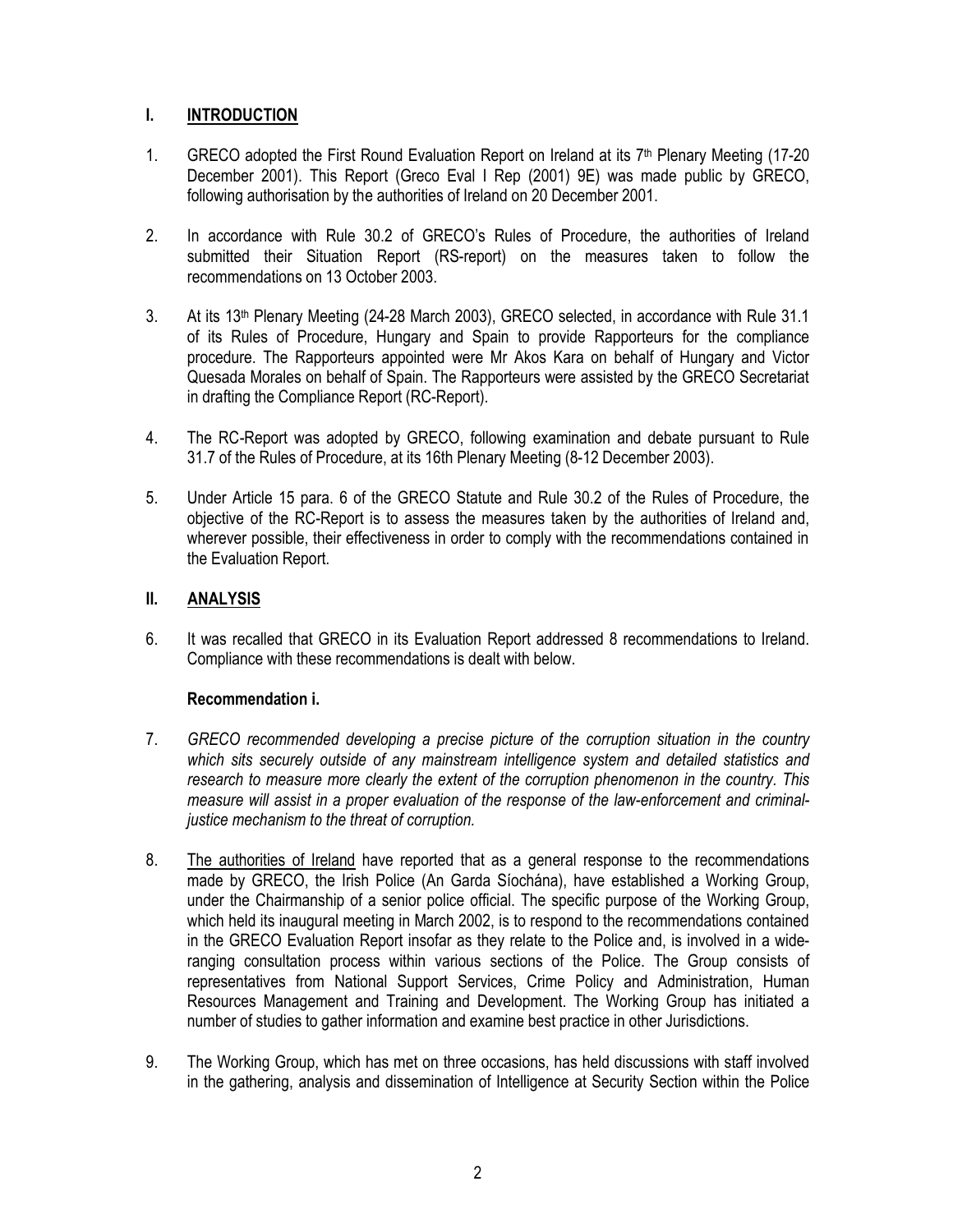## I. <u>INTRODUCTION</u>

1. GRECO adopted the First Round Evaluation Report on Ireland at its 7th Plenary Meeting (17-20 December 2001). This Report (Greco Eval I Rep (2001) 9E) was made public by GRECO, following authorisation by the authorities of Ireland on 20 December 2001.

2. In accordance with Rule 30.2 of GRECO's Rules of Procedure, the authorities of Ireland submitted their Situation Report (RS-report) on the measures taken to follow the recommendations on 13 October 2003.

3. At its 13th Plenary Meeting (24-28 March 2003), GRECO selected, in accordance with Rule 31.1 of its Rules of Procedure, Hungary and Spain to provide Rapporteurs for the compliance procedure. The Rapporteurs appointed were Mr Akos Kara on behalf of Hungary and Victor Quesada Morales on behalf of Spain. The Rapporteurs were assisted by the GRECO Secretariat in drafting the Compliance Report (RC-Report).

4. The RC-Report was adopted by GRECO, following examination and debate pursuant to Rule 31.7 of the Rules of Procedure, at its 16th Plenary Meeting (8-12 December 2003).

5. Under Article 15 para. 6 of the GRECO Statute and Rule 30.2 of the Rules of Procedure, the objective of the RC-Report is to assess the measures taken by the authorities of Ireland and, wherever possible, their effectiveness in order to comply with the recommendations contained in the Evaluation Report.

## II. <u>ANALYSIS</u>

6. It was recalled that GRECO in its Evaluation Report addressed 8 recommendations to Ireland. Compliance with these recommendations is dealt with below.

### Recommendation i.

7. *GRECO recommended developing a precise picture of the corruption situation in the country which sits securely outside of any mainstream intelligence system and detailed statistics and research to measure more clearly the extent of the corruption phenomenon in the country. This measure will assist in a proper evaluation of the response of the law-enforcement and criminal-justice mechanism to the threat of corruption.*

8. <u>The authorities of Ireland</u> have reported that as a general response to the recommendations made by GRECO, the Irish Police (An Garda Síochána), have established a Working Group, under the Chairmanship of a senior police official. The specific purpose of the Working Group, which held its inaugural meeting in March 2002, is to respond to the recommendations contained in the GRECO Evaluation Report insofar as they relate to the Police and, is involved in a wide-ranging consultation process within various sections of the Police. The Group consists of representatives from National Support Services, Crime Policy and Administration, Human Resources Management and Training and Development. The Working Group has initiated a number of studies to gather information and examine best practice in other Jurisdictions.

9. The Working Group, which has met on three occasions, has held discussions with staff involved in the gathering, analysis and dissemination of Intelligence at Security Section within the Police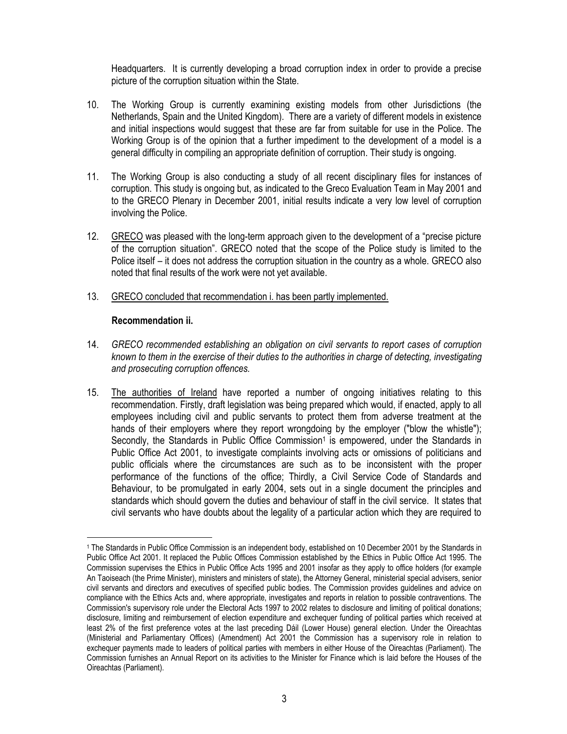Headquarters. It is currently developing a broad corruption index in order to provide a precise picture of the corruption situation within the State.

10. The Working Group is currently examining existing models from other Jurisdictions (the Netherlands, Spain and the United Kingdom). There are a variety of different models in existence and initial inspections would suggest that these are far from suitable for use in the Police. The Working Group is of the opinion that a further impediment to the development of a model is a general difficulty in compiling an appropriate definition of corruption. Their study is ongoing.

11. The Working Group is also conducting a study of all recent disciplinary files for instances of corruption. This study is ongoing but, as indicated to the Greco Evaluation Team in May 2001 and to the GRECO Plenary in December 2001, initial results indicate a very low level of corruption involving the Police.

12. GRECO was pleased with the long-term approach given to the development of a "precise picture of the corruption situation". GRECO noted that the scope of the Police study is limited to the Police itself – it does not address the corruption situation in the country as a whole. GRECO also noted that final results of the work were not yet available.

13. GRECO concluded that recommendation i. has been partly implemented.

**Recommendation ii.**

14. *GRECO recommended establishing an obligation on civil servants to report cases of corruption known to them in the exercise of their duties to the authorities in charge of detecting, investigating and prosecuting corruption offences.*

15. The authorities of Ireland have reported a number of ongoing initiatives relating to this recommendation. Firstly, draft legislation was being prepared which would, if enacted, apply to all employees including civil and public servants to protect them from adverse treatment at the hands of their employers where they report wrongdoing by the employer ("blow the whistle"); Secondly, the Standards in Public Office Commission[1] is empowered, under the Standards in Public Office Act 2001, to investigate complaints involving acts or omissions of politicians and public officials where the circumstances are such as to be inconsistent with the proper performance of the functions of the office; Thirdly, a Civil Service Code of Standards and Behaviour, to be promulgated in early 2004, sets out in a single document the principles and standards which should govern the duties and behaviour of staff in the civil service. It states that civil servants who have doubts about the legality of a particular action which they are required to

---

[1] The Standards in Public Office Commission is an independent body, established on 10 December 2001 by the Standards in Public Office Act 2001. It replaced the Public Offices Commission established by the Ethics in Public Office Act 1995. The Commission supervises the Ethics in Public Office Acts 1995 and 2001 insofar as they apply to office holders (for example An Taoiseach (the Prime Minister), ministers and ministers of state), the Attorney General, ministerial special advisers, senior civil servants and directors and executives of specified public bodies. The Commission provides guidelines and advice on compliance with the Ethics Acts and, where appropriate, investigates and reports in relation to possible contraventions. The Commission's supervisory role under the Electoral Acts 1997 to 2002 relates to disclosure and limiting of political donations; disclosure, limiting and reimbursement of election expenditure and exchequer funding of political parties which received at least 2% of the first preference votes at the last preceding Dáil (Lower House) general election. Under the Oireachtas (Ministerial and Parliamentary Offices) (Amendment) Act 2001 the Commission has a supervisory role in relation to exchequer payments made to leaders of political parties with members in either House of the Oireachtas (Parliament). The Commission furnishes an Annual Report on its activities to the Minister for Finance which is laid before the Houses of the Oireachtas (Parliament).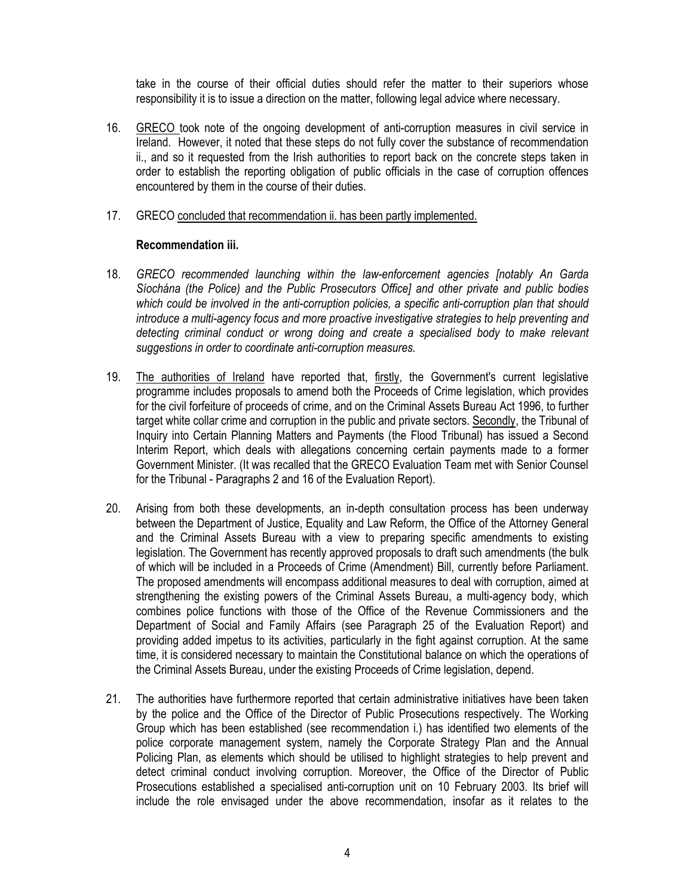take in the course of their official duties should refer the matter to their superiors whose responsibility it is to issue a direction on the matter, following legal advice where necessary.

16. GRECO took note of the ongoing development of anti-corruption measures in civil service in Ireland. However, it noted that these steps do not fully cover the substance of recommendation ii., and so it requested from the Irish authorities to report back on the concrete steps taken in order to establish the reporting obligation of public officials in the case of corruption offences encountered by them in the course of their duties.

17. GRECO concluded that recommendation ii. has been partly implemented.

**Recommendation iii.**

18. *GRECO recommended launching within the law-enforcement agencies [notably An Garda Síochána (the Police) and the Public Prosecutors Office] and other private and public bodies which could be involved in the anti-corruption policies, a specific anti-corruption plan that should introduce a multi-agency focus and more proactive investigative strategies to help preventing and detecting criminal conduct or wrong doing and create a specialised body to make relevant suggestions in order to coordinate anti-corruption measures.*

19. The authorities of Ireland have reported that, firstly, the Government's current legislative programme includes proposals to amend both the Proceeds of Crime legislation, which provides for the civil forfeiture of proceeds of crime, and on the Criminal Assets Bureau Act 1996, to further target white collar crime and corruption in the public and private sectors. Secondly, the Tribunal of Inquiry into Certain Planning Matters and Payments (the Flood Tribunal) has issued a Second Interim Report, which deals with allegations concerning certain payments made to a former Government Minister. (It was recalled that the GRECO Evaluation Team met with Senior Counsel for the Tribunal - Paragraphs 2 and 16 of the Evaluation Report).

20. Arising from both these developments, an in-depth consultation process has been underway between the Department of Justice, Equality and Law Reform, the Office of the Attorney General and the Criminal Assets Bureau with a view to preparing specific amendments to existing legislation. The Government has recently approved proposals to draft such amendments (the bulk of which will be included in a Proceeds of Crime (Amendment) Bill, currently before Parliament. The proposed amendments will encompass additional measures to deal with corruption, aimed at strengthening the existing powers of the Criminal Assets Bureau, a multi-agency body, which combines police functions with those of the Office of the Revenue Commissioners and the Department of Social and Family Affairs (see Paragraph 25 of the Evaluation Report) and providing added impetus to its activities, particularly in the fight against corruption. At the same time, it is considered necessary to maintain the Constitutional balance on which the operations of the Criminal Assets Bureau, under the existing Proceeds of Crime legislation, depend.

21. The authorities have furthermore reported that certain administrative initiatives have been taken by the police and the Office of the Director of Public Prosecutions respectively. The Working Group which has been established (see recommendation i.) has identified two elements of the police corporate management system, namely the Corporate Strategy Plan and the Annual Policing Plan, as elements which should be utilised to highlight strategies to help prevent and detect criminal conduct involving corruption. Moreover, the Office of the Director of Public Prosecutions established a specialised anti-corruption unit on 10 February 2003. Its brief will include the role envisaged under the above recommendation, insofar as it relates to the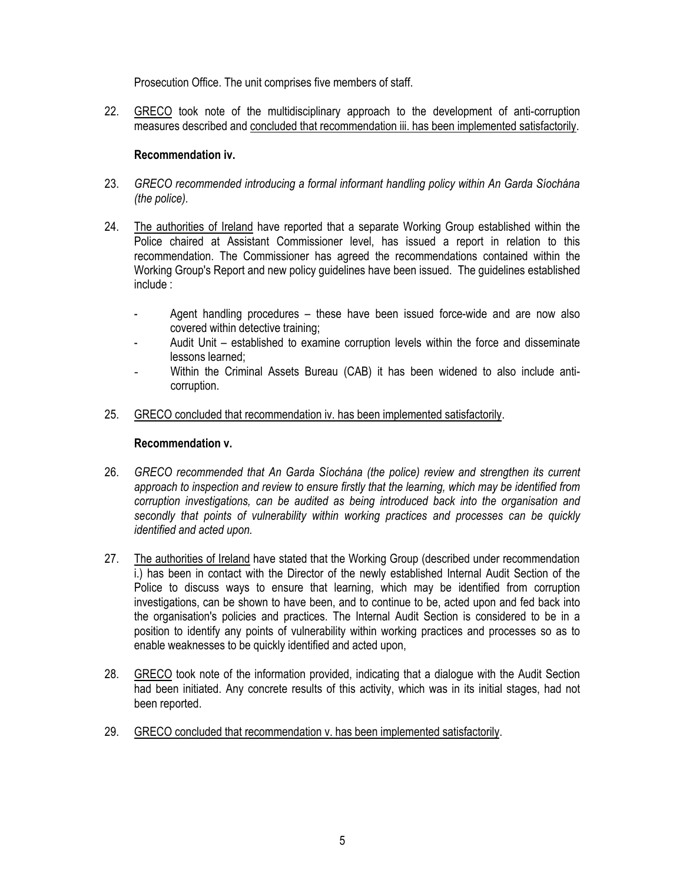Prosecution Office. The unit comprises five members of staff.

22. <u>GRECO</u> took note of the multidisciplinary approach to the development of anti-corruption measures described and <u>concluded that recommendation iii. has been implemented satisfactorily</u>.

**Recommendation iv.**

23. *GRECO recommended introducing a formal informant handling policy within An Garda Síochána (the police).*

24. <u>The authorities of Ireland</u> have reported that a separate Working Group established within the Police chaired at Assistant Commissioner level, has issued a report in relation to this recommendation. The Commissioner has agreed the recommendations contained within the Working Group's Report and new policy guidelines have been issued. The guidelines established include :

   - Agent handling procedures – these have been issued force-wide and are now also covered within detective training;
   - Audit Unit – established to examine corruption levels within the force and disseminate lessons learned;
   - Within the Criminal Assets Bureau (CAB) it has been widened to also include anti-corruption.

25. <u>GRECO concluded that recommendation iv. has been implemented satisfactorily</u>.

**Recommendation v.**

26. *GRECO recommended that An Garda Síochána (the police) review and strengthen its current approach to inspection and review to ensure firstly that the learning, which may be identified from corruption investigations, can be audited as being introduced back into the organisation and secondly that points of vulnerability within working practices and processes can be quickly identified and acted upon.*

27. <u>The authorities of Ireland</u> have stated that the Working Group (described under recommendation i.) has been in contact with the Director of the newly established Internal Audit Section of the Police to discuss ways to ensure that learning, which may be identified from corruption investigations, can be shown to have been, and to continue to be, acted upon and fed back into the organisation's policies and practices. The Internal Audit Section is considered to be in a position to identify any points of vulnerability within working practices and processes so as to enable weaknesses to be quickly identified and acted upon,

28. <u>GRECO</u> took note of the information provided, indicating that a dialogue with the Audit Section had been initiated. Any concrete results of this activity, which was in its initial stages, had not been reported.

29. <u>GRECO concluded that recommendation v. has been implemented satisfactorily</u>.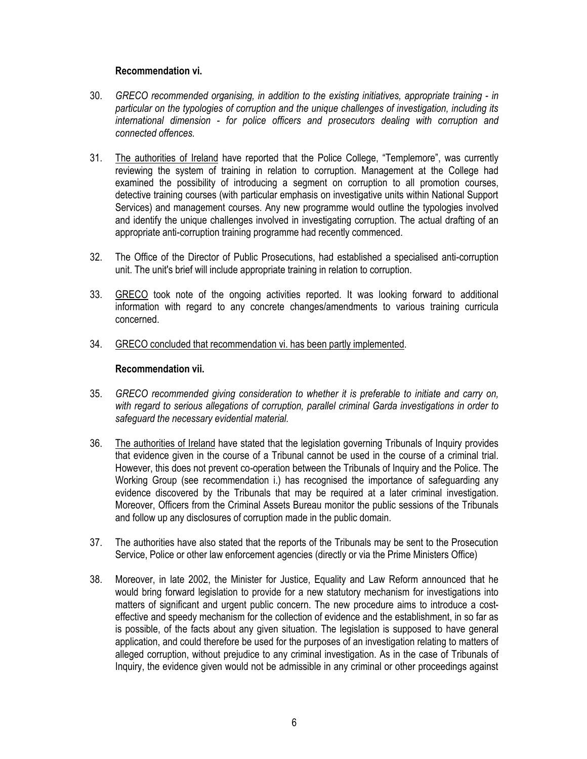**Recommendation vi.**

30. *GRECO recommended organising, in addition to the existing initiatives, appropriate training - in particular on the typologies of corruption and the unique challenges of investigation, including its international dimension - for police officers and prosecutors dealing with corruption and connected offences.*

31. The authorities of Ireland have reported that the Police College, "Templemore", was currently reviewing the system of training in relation to corruption. Management at the College had examined the possibility of introducing a segment on corruption to all promotion courses, detective training courses (with particular emphasis on investigative units within National Support Services) and management courses. Any new programme would outline the typologies involved and identify the unique challenges involved in investigating corruption. The actual drafting of an appropriate anti-corruption training programme had recently commenced.

32. The Office of the Director of Public Prosecutions, had established a specialised anti-corruption unit. The unit's brief will include appropriate training in relation to corruption.

33. GRECO took note of the ongoing activities reported. It was looking forward to additional information with regard to any concrete changes/amendments to various training curricula concerned.

34. GRECO concluded that recommendation vi. has been partly implemented.

**Recommendation vii.**

35. *GRECO recommended giving consideration to whether it is preferable to initiate and carry on, with regard to serious allegations of corruption, parallel criminal Garda investigations in order to safeguard the necessary evidential material.*

36. The authorities of Ireland have stated that the legislation governing Tribunals of Inquiry provides that evidence given in the course of a Tribunal cannot be used in the course of a criminal trial. However, this does not prevent co-operation between the Tribunals of Inquiry and the Police. The Working Group (see recommendation i.) has recognised the importance of safeguarding any evidence discovered by the Tribunals that may be required at a later criminal investigation. Moreover, Officers from the Criminal Assets Bureau monitor the public sessions of the Tribunals and follow up any disclosures of corruption made in the public domain.

37. The authorities have also stated that the reports of the Tribunals may be sent to the Prosecution Service, Police or other law enforcement agencies (directly or via the Prime Ministers Office)

38. Moreover, in late 2002, the Minister for Justice, Equality and Law Reform announced that he would bring forward legislation to provide for a new statutory mechanism for investigations into matters of significant and urgent public concern. The new procedure aims to introduce a cost-effective and speedy mechanism for the collection of evidence and the establishment, in so far as is possible, of the facts about any given situation. The legislation is supposed to have general application, and could therefore be used for the purposes of an investigation relating to matters of alleged corruption, without prejudice to any criminal investigation. As in the case of Tribunals of Inquiry, the evidence given would not be admissible in any criminal or other proceedings against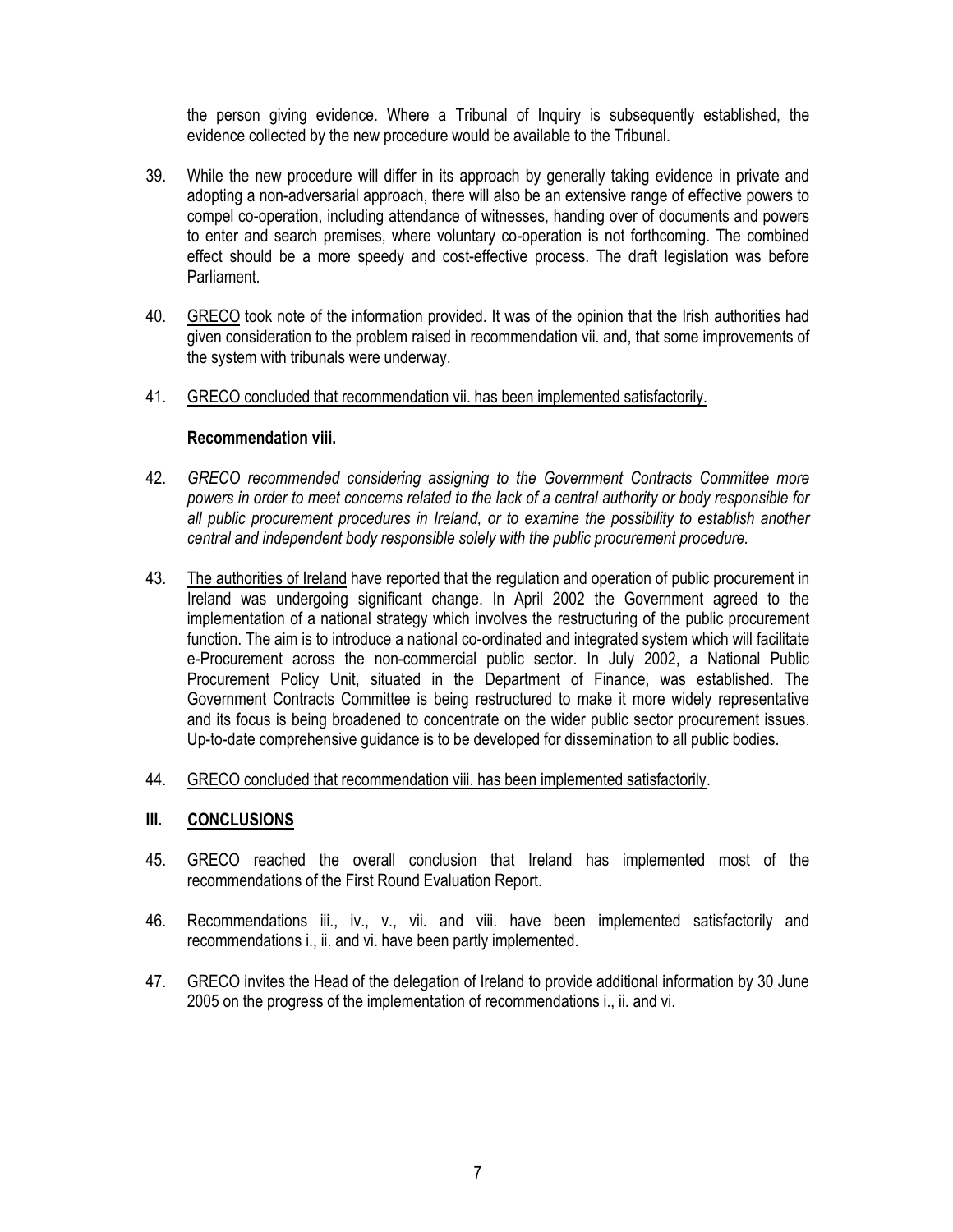the person giving evidence. Where a Tribunal of Inquiry is subsequently established, the evidence collected by the new procedure would be available to the Tribunal.

39. While the new procedure will differ in its approach by generally taking evidence in private and adopting a non-adversarial approach, there will also be an extensive range of effective powers to compel co-operation, including attendance of witnesses, handing over of documents and powers to enter and search premises, where voluntary co-operation is not forthcoming. The combined effect should be a more speedy and cost-effective process. The draft legislation was before Parliament.

40. GRECO took note of the information provided. It was of the opinion that the Irish authorities had given consideration to the problem raised in recommendation vii. and, that some improvements of the system with tribunals were underway.

41. GRECO concluded that recommendation vii. has been implemented satisfactorily.

**Recommendation viii.**

42. *GRECO recommended considering assigning to the Government Contracts Committee more powers in order to meet concerns related to the lack of a central authority or body responsible for all public procurement procedures in Ireland, or to examine the possibility to establish another central and independent body responsible solely with the public procurement procedure.*

43. The authorities of Ireland have reported that the regulation and operation of public procurement in Ireland was undergoing significant change. In April 2002 the Government agreed to the implementation of a national strategy which involves the restructuring of the public procurement function. The aim is to introduce a national co-ordinated and integrated system which will facilitate e-Procurement across the non-commercial public sector. In July 2002, a National Public Procurement Policy Unit, situated in the Department of Finance, was established. The Government Contracts Committee is being restructured to make it more widely representative and its focus is being broadened to concentrate on the wider public sector procurement issues. Up-to-date comprehensive guidance is to be developed for dissemination to all public bodies.

44. GRECO concluded that recommendation viii. has been implemented satisfactorily.

## III. CONCLUSIONS

45. GRECO reached the overall conclusion that Ireland has implemented most of the recommendations of the First Round Evaluation Report.

46. Recommendations iii., iv., v., vii. and viii. have been implemented satisfactorily and recommendations i., ii. and vi. have been partly implemented.

47. GRECO invites the Head of the delegation of Ireland to provide additional information by 30 June 2005 on the progress of the implementation of recommendations i., ii. and vi.